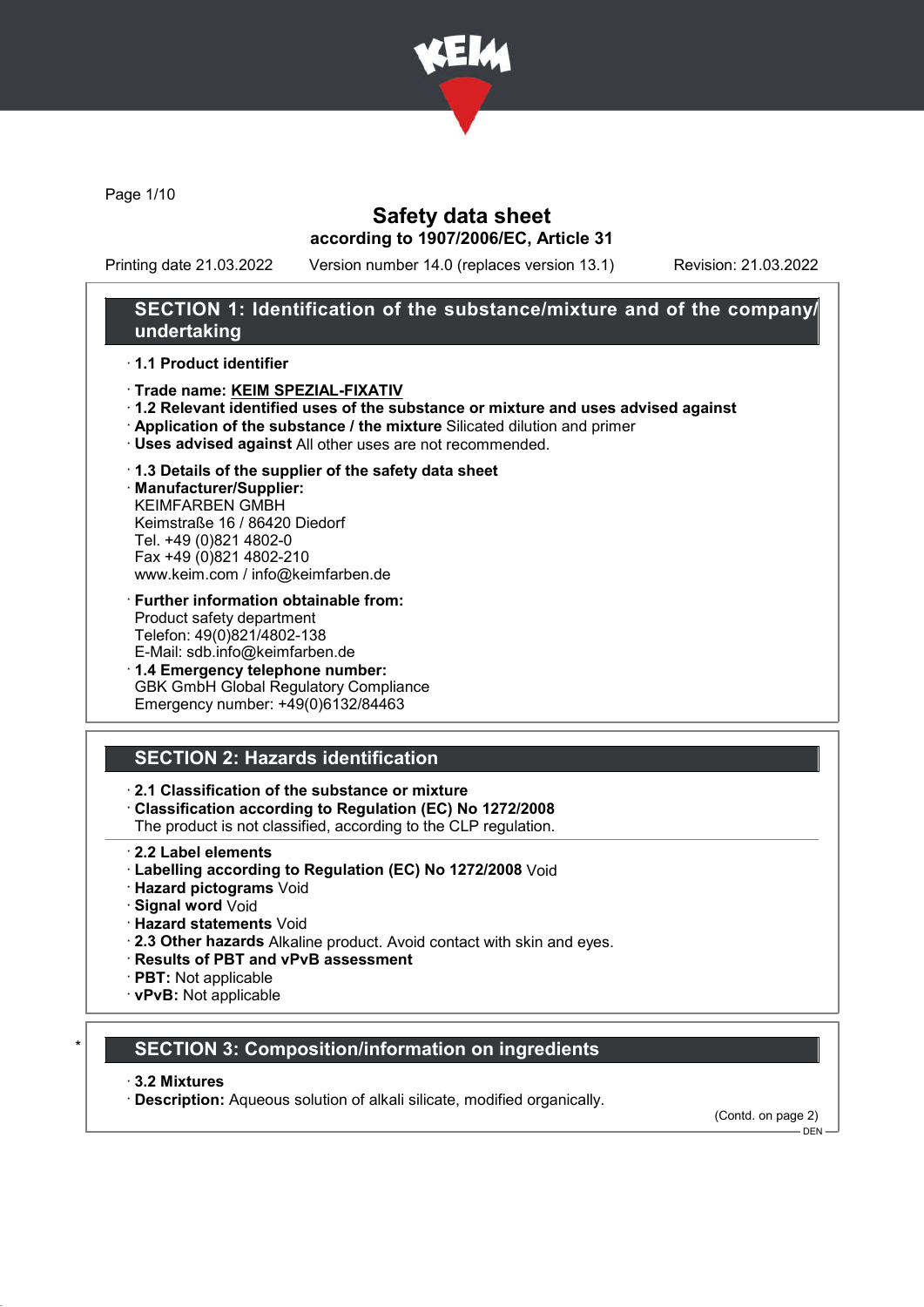# Safety data sheet
## according to 1907/2006/EC, Article 31

Printing date 21.03.2022 Version number 14.0 (replaces version 13.1) Revision: 21.03.2022

## SECTION 1: Identification of the substance/mixture and of the company/undertaking

· **1.1 Product identifier**

· **Trade name: KEIM SPEZIAL-FIXATIV**
· **1.2 Relevant identified uses of the substance or mixture and uses advised against**
· **Application of the substance / the mixture** Silicated dilution and primer
· **Uses advised against** All other uses are not recommended.

· **1.3 Details of the supplier of the safety data sheet**
· **Manufacturer/Supplier:**
KEIMFARBEN GMBH
Keimstraße 16 / 86420 Diedorf
Tel. +49 (0)821 4802-0
Fax +49 (0)821 4802-210
www.keim.com / info@keimfarben.de

· **Further information obtainable from:**
Product safety department
Telefon: 49(0)821/4802-138
E-Mail: sdb.info@keimfarben.de
· **1.4 Emergency telephone number:**
GBK GmbH Global Regulatory Compliance
Emergency number: +49(0)6132/84463

## SECTION 2: Hazards identification

· **2.1 Classification of the substance or mixture**
· **Classification according to Regulation (EC) No 1272/2008**
The product is not classified, according to the CLP regulation.

· **2.2 Label elements**
· **Labelling according to Regulation (EC) No 1272/2008** Void
· **Hazard pictograms** Void
· **Signal word** Void
· **Hazard statements** Void
· **2.3 Other hazards** Alkaline product. Avoid contact with skin and eyes.
· **Results of PBT and vPvB assessment**
· **PBT:** Not applicable
· **vPvB:** Not applicable

## * SECTION 3: Composition/information on ingredients

· **3.2 Mixtures**
· **Description:** Aqueous solution of alkali silicate, modified organically.

(Contd. on page 2)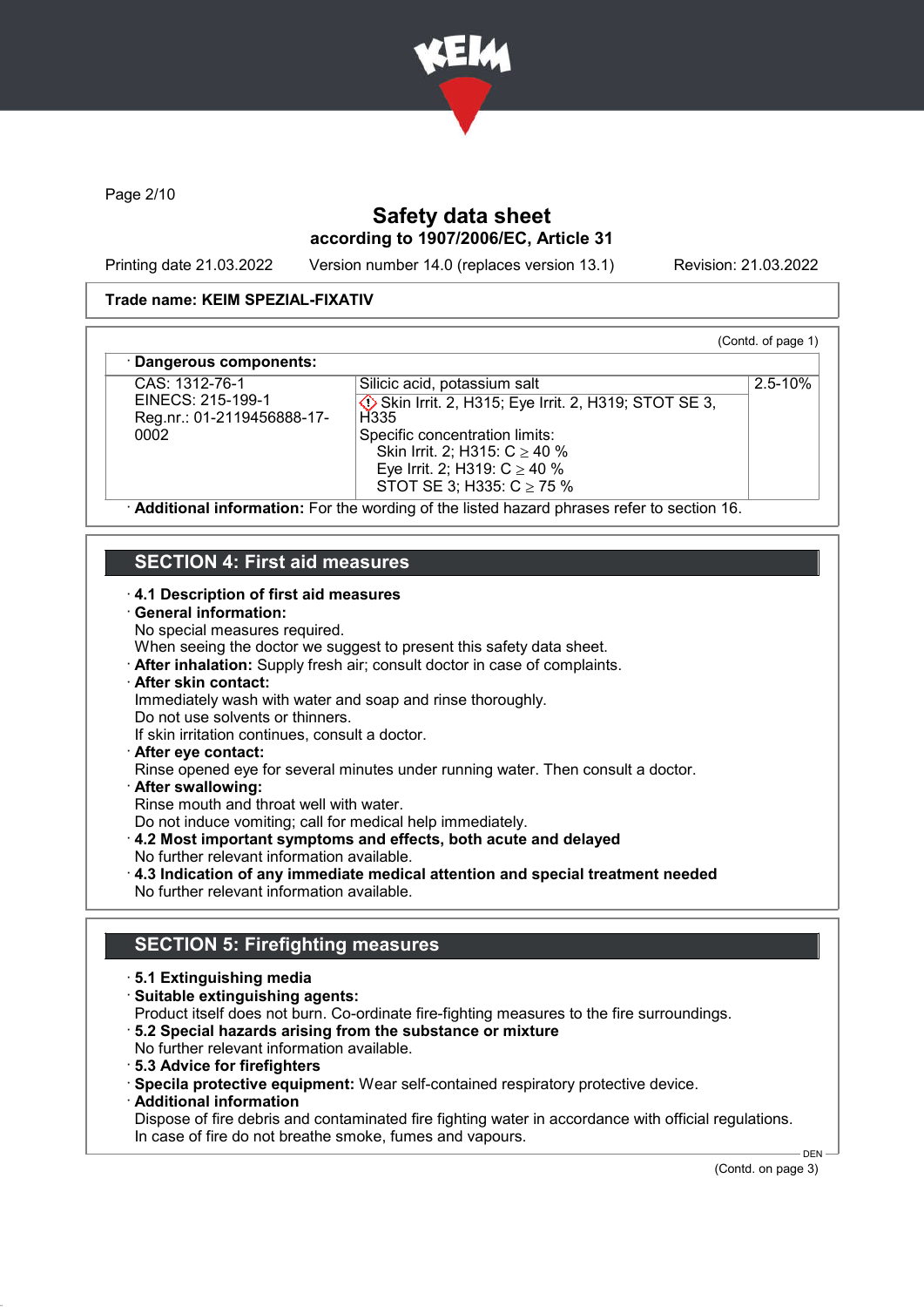Trade name: KEIM SPEZIAL-FIXATIV

(Contd. of page 1)

· **Dangerous components:**

| | | |
|---|---|---|
| CAS: 1312-76-1<br>EINECS: 215-199-1<br>Reg.nr.: 01-2119456888-17-0002 | Silicic acid, potassium salt<br>Skin Irrit. 2, H315; Eye Irrit. 2, H319; STOT SE 3, H335<br>Specific concentration limits:<br>Skin Irrit. 2; H315: C ≥ 40 %<br>Eye Irrit. 2; H319: C ≥ 40 %<br>STOT SE 3; H335: C ≥ 75 % | 2.5-10% |

· **Additional information:** For the wording of the listed hazard phrases refer to section 16.

## SECTION 4: First aid measures

· **4.1 Description of first aid measures**
· **General information:**
No special measures required.
When seeing the doctor we suggest to present this safety data sheet.
· **After inhalation:** Supply fresh air; consult doctor in case of complaints.
· **After skin contact:**
Immediately wash with water and soap and rinse thoroughly.
Do not use solvents or thinners.
If skin irritation continues, consult a doctor.
· **After eye contact:**
Rinse opened eye for several minutes under running water. Then consult a doctor.
· **After swallowing:**
Rinse mouth and throat well with water.
Do not induce vomiting; call for medical help immediately.
· **4.2 Most important symptoms and effects, both acute and delayed**
No further relevant information available.
· **4.3 Indication of any immediate medical attention and special treatment needed**
No further relevant information available.

## SECTION 5: Firefighting measures

· **5.1 Extinguishing media**
· **Suitable extinguishing agents:**
Product itself does not burn. Co-ordinate fire-fighting measures to the fire surroundings.
· **5.2 Special hazards arising from the substance or mixture**
No further relevant information available.
· **5.3 Advice for firefighters**
· **Specila protective equipment:** Wear self-contained respiratory protective device.
· **Additional information**
Dispose of fire debris and contaminated fire fighting water in accordance with official regulations.
In case of fire do not breathe smoke, fumes and vapours.

(Contd. on page 3)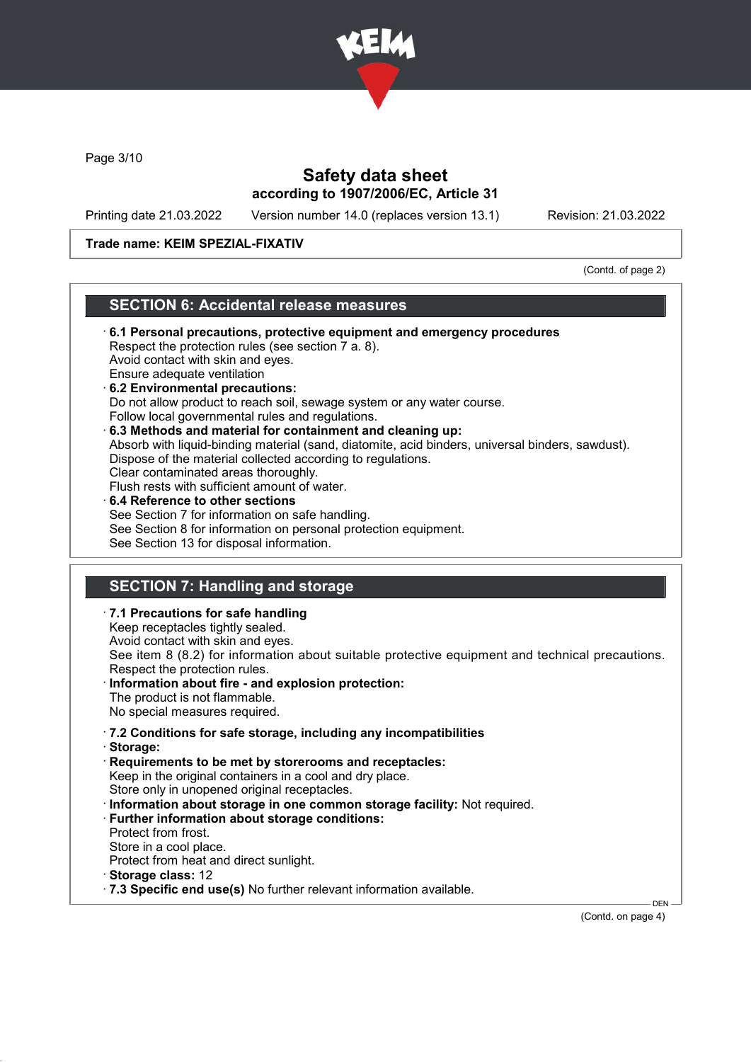Trade name: KEIM SPEZIAL-FIXATIV

(Contd. of page 2)

## SECTION 6: Accidental release measures

· **6.1 Personal precautions, protective equipment and emergency procedures**
Respect the protection rules (see section 7 a. 8).
Avoid contact with skin and eyes.
Ensure adequate ventilation

· **6.2 Environmental precautions:**
Do not allow product to reach soil, sewage system or any water course.
Follow local governmental rules and regulations.

· **6.3 Methods and material for containment and cleaning up:**
Absorb with liquid-binding material (sand, diatomite, acid binders, universal binders, sawdust).
Dispose of the material collected according to regulations.
Clear contaminated areas thoroughly.
Flush rests with sufficient amount of water.

· **6.4 Reference to other sections**
See Section 7 for information on safe handling.
See Section 8 for information on personal protection equipment.
See Section 13 for disposal information.

## SECTION 7: Handling and storage

· **7.1 Precautions for safe handling**
Keep receptacles tightly sealed.
Avoid contact with skin and eyes.
See item 8 (8.2) for information about suitable protective equipment and technical precautions.
Respect the protection rules.

· **Information about fire - and explosion protection:**
The product is not flammable.
No special measures required.

· **7.2 Conditions for safe storage, including any incompatibilities**

· **Storage:**

· **Requirements to be met by storerooms and receptacles:**
Keep in the original containers in a cool and dry place.
Store only in unopened original receptacles.

· **Information about storage in one common storage facility:** Not required.

· **Further information about storage conditions:**
Protect from frost.
Store in a cool place.
Protect from heat and direct sunlight.

· **Storage class:** 12

· **7.3 Specific end use(s)** No further relevant information available.

(Contd. on page 4)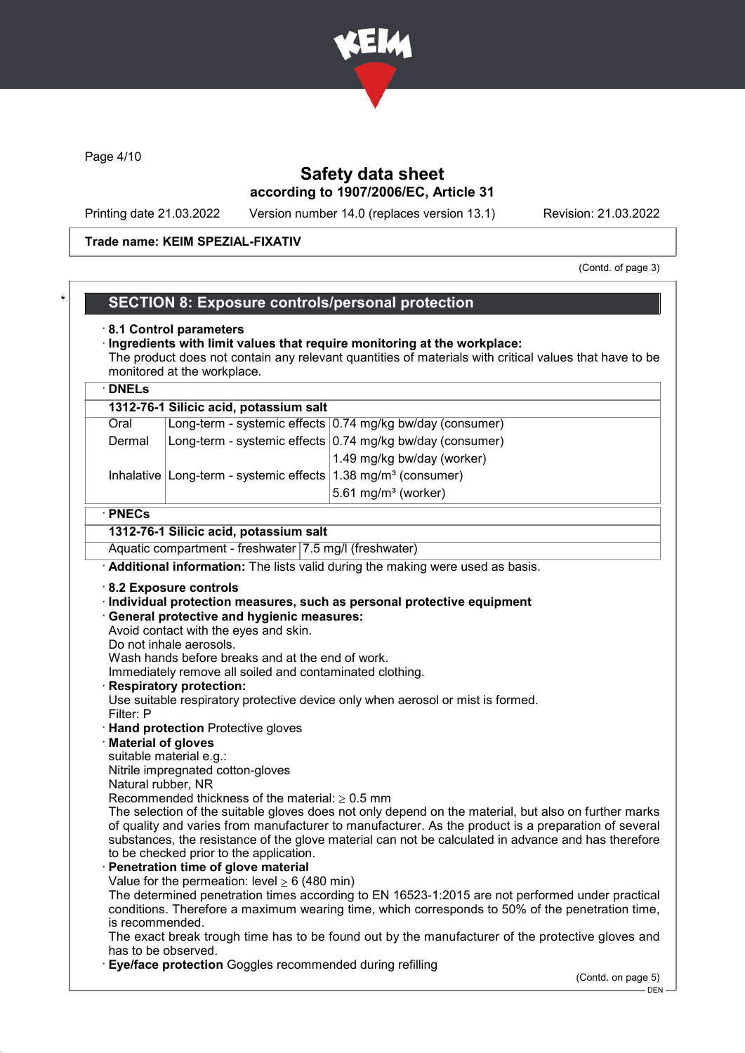Trade name: KEIM SPEZIAL-FIXATIV

(Contd. of page 3)

## SECTION 8: Exposure controls/personal protection

· **8.1 Control parameters**

· **Ingredients with limit values that require monitoring at the workplace:**
The product does not contain any relevant quantities of materials with critical values that have to be monitored at the workplace.

· **DNELs**

| 1312-76-1 Silicic acid, potassium salt | | |
|---|---|---|
| Oral | Long-term - systemic effects | 0.74 mg/kg bw/day (consumer) |
| Dermal | Long-term - systemic effects | 0.74 mg/kg bw/day (consumer) |
| | | 1.49 mg/kg bw/day (worker) |
| Inhalative | Long-term - systemic effects | 1.38 mg/m³ (consumer) |
| | | 5.61 mg/m³ (worker) |

· **PNECs**

| 1312-76-1 Silicic acid, potassium salt | |
|---|---|
| Aquatic compartment - freshwater | 7.5 mg/l (freshwater) |

· **Additional information:** The lists valid during the making were used as basis.

· **8.2 Exposure controls**

· **Individual protection measures, such as personal protective equipment**

· **General protective and hygienic measures:**
Avoid contact with the eyes and skin.
Do not inhale aerosols.
Wash hands before breaks and at the end of work.
Immediately remove all soiled and contaminated clothing.

· **Respiratory protection:**
Use suitable respiratory protective device only when aerosol or mist is formed.
Filter: P

· **Hand protection** Protective gloves

· **Material of gloves**
suitable material e.g.:
Nitrile impregnated cotton-gloves
Natural rubber, NR
Recommended thickness of the material: ≥ 0.5 mm
The selection of the suitable gloves does not only depend on the material, but also on further marks of quality and varies from manufacturer to manufacturer. As the product is a preparation of several substances, the resistance of the glove material can not be calculated in advance and has therefore to be checked prior to the application.

· **Penetration time of glove material**
Value for the permeation: level ≥ 6 (480 min)
The determined penetration times according to EN 16523-1:2015 are not performed under practical conditions. Therefore a maximum wearing time, which corresponds to 50% of the penetration time, is recommended.
The exact break trough time has to be found out by the manufacturer of the protective gloves and has to be observed.

· **Eye/face protection** Goggles recommended during refilling

(Contd. on page 5)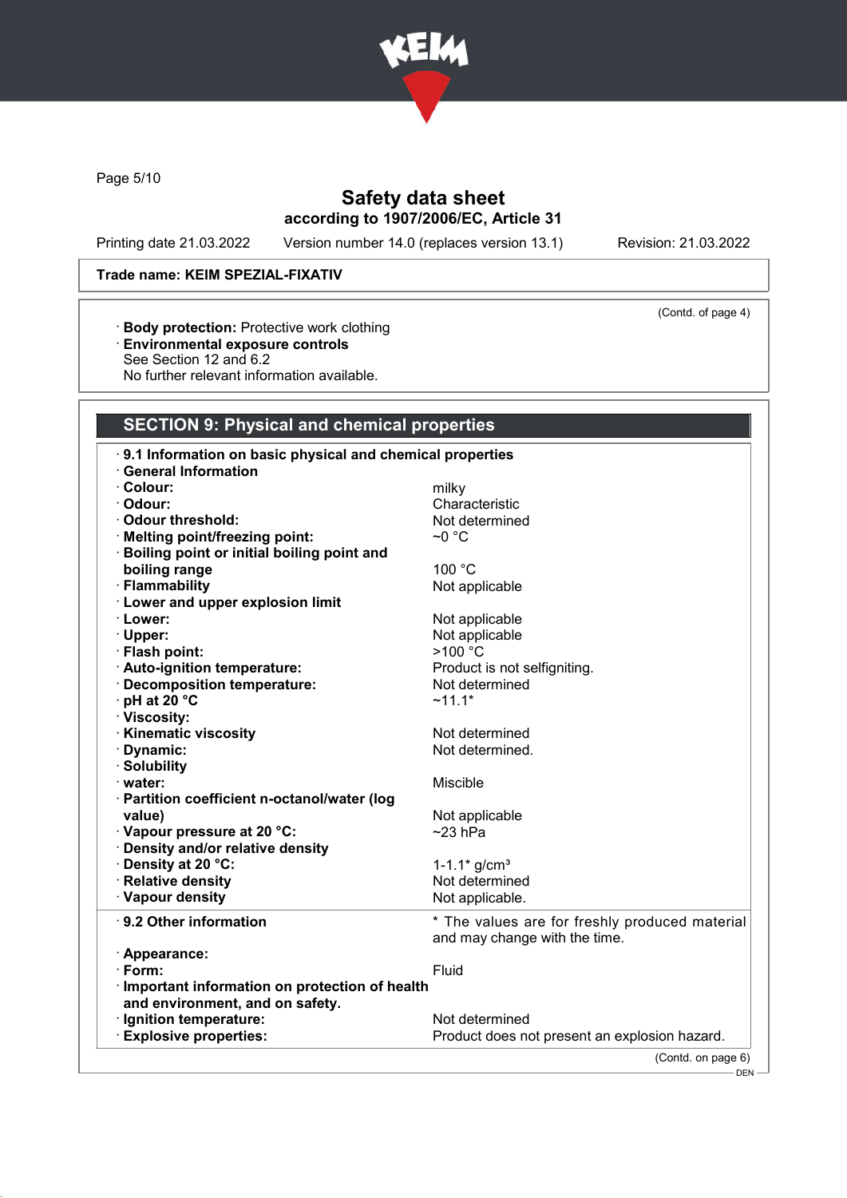Safety data sheet
according to 1907/2006/EC, Article 31

Printing date 21.03.2022 | Version number 14.0 (replaces version 13.1) | Revision: 21.03.2022

**Trade name: KEIM SPEZIAL-FIXATIV**

(Contd. of page 4)

· **Body protection:** Protective work clothing
· **Environmental exposure controls**
See Section 12 and 6.2
No further relevant information available.

## SECTION 9: Physical and chemical properties

· **9.1 Information on basic physical and chemical properties**
· **General Information**

| | |
|---|---|
| · **Colour:** | milky |
| · **Odour:** | Characteristic |
| · **Odour threshold:** | Not determined |
| · **Melting point/freezing point:** | ~0 °C |
| · **Boiling point or initial boiling point and boiling range** | 100 °C |
| · **Flammability** | Not applicable |
| · **Lower and upper explosion limit** | |
| · **Lower:** | Not applicable |
| · **Upper:** | Not applicable |
| · **Flash point:** | >100 °C |
| · **Auto-ignition temperature:** | Product is not selfigniting. |
| · **Decomposition temperature:** | Not determined |
| · **pH at 20 °C** | ~11.1* |
| · **Viscosity:** | |
| · **Kinematic viscosity** | Not determined |
| · **Dynamic:** | Not determined. |
| · **Solubility** | |
| · **water:** | Miscible |
| · **Partition coefficient n-octanol/water (log value)** | Not applicable |
| · **Vapour pressure at 20 °C:** | ~23 hPa |
| · **Density and/or relative density** | |
| · **Density at 20 °C:** | 1-1.1* g/cm³ |
| · **Relative density** | Not determined |
| · **Vapour density** | Not applicable. |
| · **9.2 Other information** | * The values are for freshly produced material and may change with the time. |
| · **Appearance:** | |
| · **Form:** | Fluid |
| · **Important information on protection of health and environment, and on safety.** | |
| · **Ignition temperature:** | Not determined |
| · **Explosive properties:** | Product does not present an explosion hazard. |

(Contd. on page 6)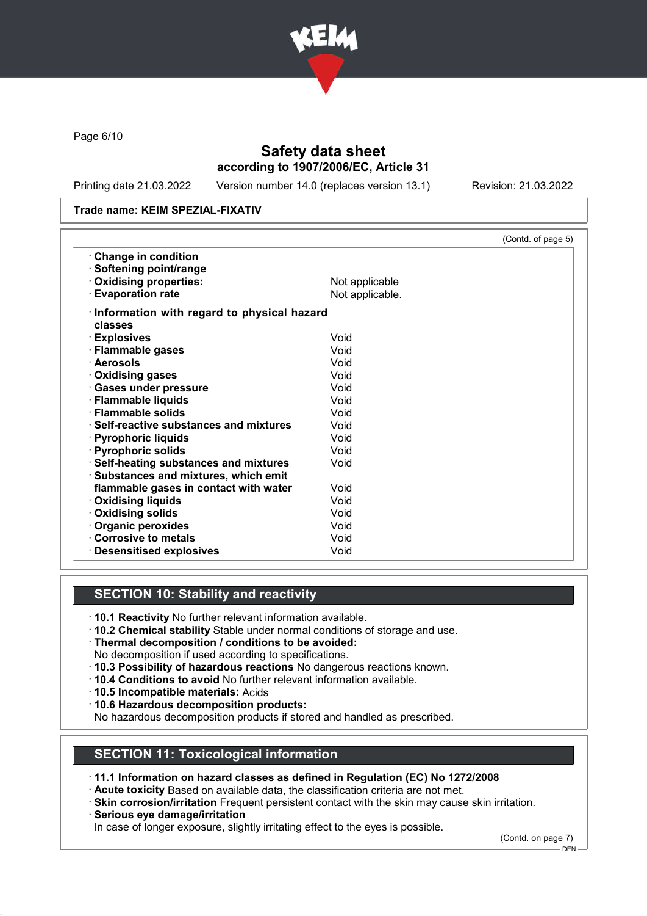Safety data sheet
according to 1907/2006/EC, Article 31

Printing date 21.03.2022 | Version number 14.0 (replaces version 13.1) | Revision: 21.03.2022

**Trade name: KEIM SPEZIAL-FIXATIV**

(Contd. of page 5)

| | |
|---|---|
| · **Change in condition** | |
| · **Softening point/range** | |
| · **Oxidising properties:** | Not applicable |
| · **Evaporation rate** | Not applicable. |

| | |
|---|---|
| · **Information with regard to physical hazard classes** | |
| · **Explosives** | Void |
| · **Flammable gases** | Void |
| · **Aerosols** | Void |
| · **Oxidising gases** | Void |
| · **Gases under pressure** | Void |
| · **Flammable liquids** | Void |
| · **Flammable solids** | Void |
| · **Self-reactive substances and mixtures** | Void |
| · **Pyrophoric liquids** | Void |
| · **Pyrophoric solids** | Void |
| · **Self-heating substances and mixtures** | Void |
| · **Substances and mixtures, which emit flammable gases in contact with water** | Void |
| · **Oxidising liquids** | Void |
| · **Oxidising solids** | Void |
| · **Organic peroxides** | Void |
| · **Corrosive to metals** | Void |
| · **Desensitised explosives** | Void |

## SECTION 10: Stability and reactivity

· **10.1 Reactivity** No further relevant information available.
· **10.2 Chemical stability** Stable under normal conditions of storage and use.
· **Thermal decomposition / conditions to be avoided:**
No decomposition if used according to specifications.
· **10.3 Possibility of hazardous reactions** No dangerous reactions known.
· **10.4 Conditions to avoid** No further relevant information available.
· **10.5 Incompatible materials:** Acids
· **10.6 Hazardous decomposition products:**
No hazardous decomposition products if stored and handled as prescribed.

## SECTION 11: Toxicological information

· **11.1 Information on hazard classes as defined in Regulation (EC) No 1272/2008**
· **Acute toxicity** Based on available data, the classification criteria are not met.
· **Skin corrosion/irritation** Frequent persistent contact with the skin may cause skin irritation.
· **Serious eye damage/irritation**
In case of longer exposure, slightly irritating effect to the eyes is possible.

(Contd. on page 7)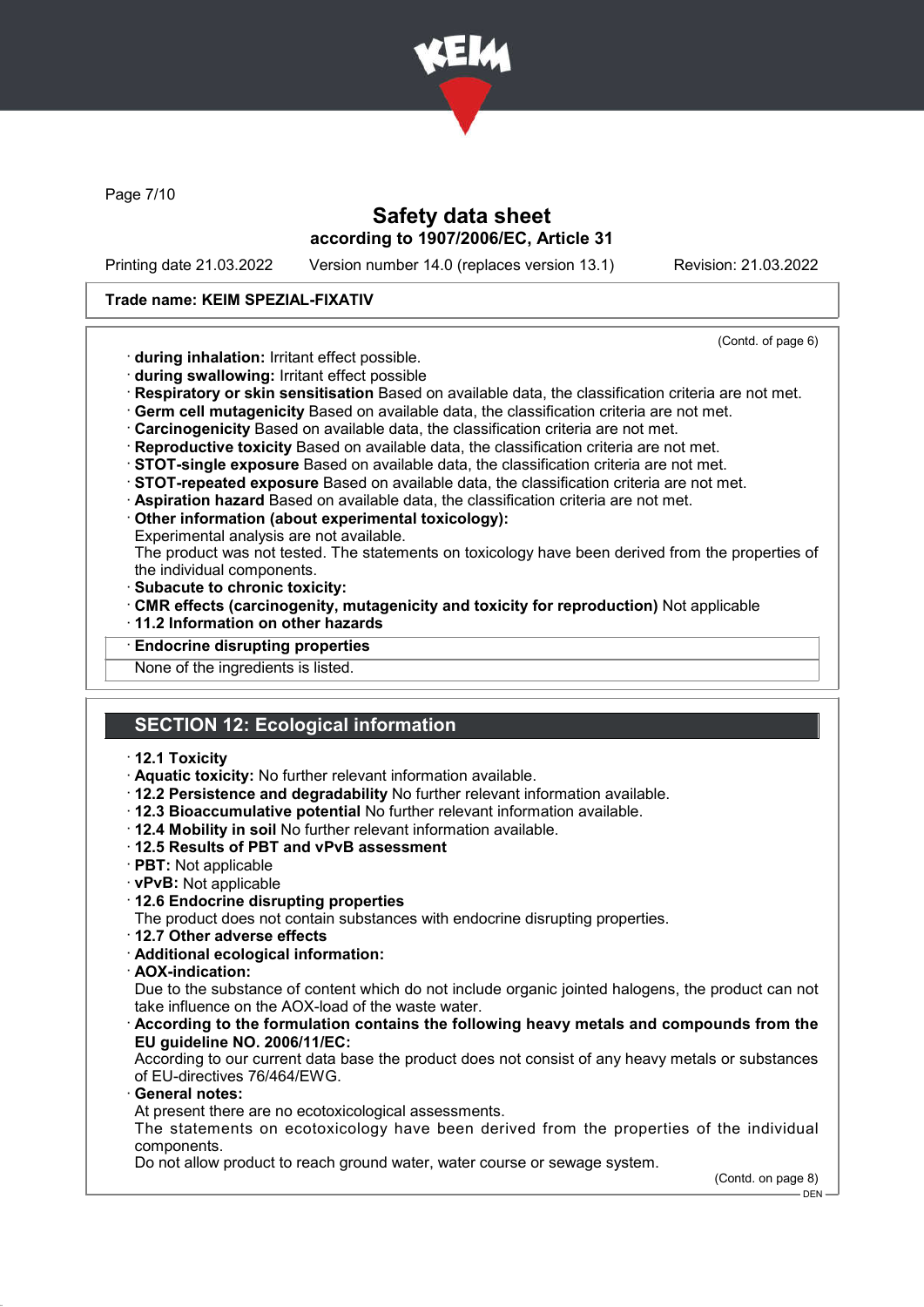# Safety data sheet

**according to 1907/2006/EC, Article 31**

Printing date 21.03.2022 Version number 14.0 (replaces version 13.1) Revision: 21.03.2022

**Trade name: KEIM SPEZIAL-FIXATIV**

(Contd. of page 6)

· **during inhalation:** Irritant effect possible.
· **during swallowing:** Irritant effect possible
· **Respiratory or skin sensitisation** Based on available data, the classification criteria are not met.
· **Germ cell mutagenicity** Based on available data, the classification criteria are not met.
· **Carcinogenicity** Based on available data, the classification criteria are not met.
· **Reproductive toxicity** Based on available data, the classification criteria are not met.
· **STOT-single exposure** Based on available data, the classification criteria are not met.
· **STOT-repeated exposure** Based on available data, the classification criteria are not met.
· **Aspiration hazard** Based on available data, the classification criteria are not met.
· **Other information (about experimental toxicology):**
Experimental analysis are not available.
The product was not tested. The statements on toxicology have been derived from the properties of the individual components.
· **Subacute to chronic toxicity:**
· **CMR effects (carcinogenity, mutagenicity and toxicity for reproduction)** Not applicable
· **11.2 Information on other hazards**

· **Endocrine disrupting properties**
None of the ingredients is listed.

## SECTION 12: Ecological information

· **12.1 Toxicity**
· **Aquatic toxicity:** No further relevant information available.
· **12.2 Persistence and degradability** No further relevant information available.
· **12.3 Bioaccumulative potential** No further relevant information available.
· **12.4 Mobility in soil** No further relevant information available.
· **12.5 Results of PBT and vPvB assessment**
· **PBT:** Not applicable
· **vPvB:** Not applicable
· **12.6 Endocrine disrupting properties**
The product does not contain substances with endocrine disrupting properties.
· **12.7 Other adverse effects**
· **Additional ecological information:**
· **AOX-indication:**
Due to the substance of content which do not include organic jointed halogens, the product can not take influence on the AOX-load of the waste water.
· **According to the formulation contains the following heavy metals and compounds from the EU guideline NO. 2006/11/EC:**
According to our current data base the product does not consist of any heavy metals or substances of EU-directives 76/464/EWG.
· **General notes:**
At present there are no ecotoxicological assessments.
The statements on ecotoxicology have been derived from the properties of the individual components.
Do not allow product to reach ground water, water course or sewage system.

(Contd. on page 8)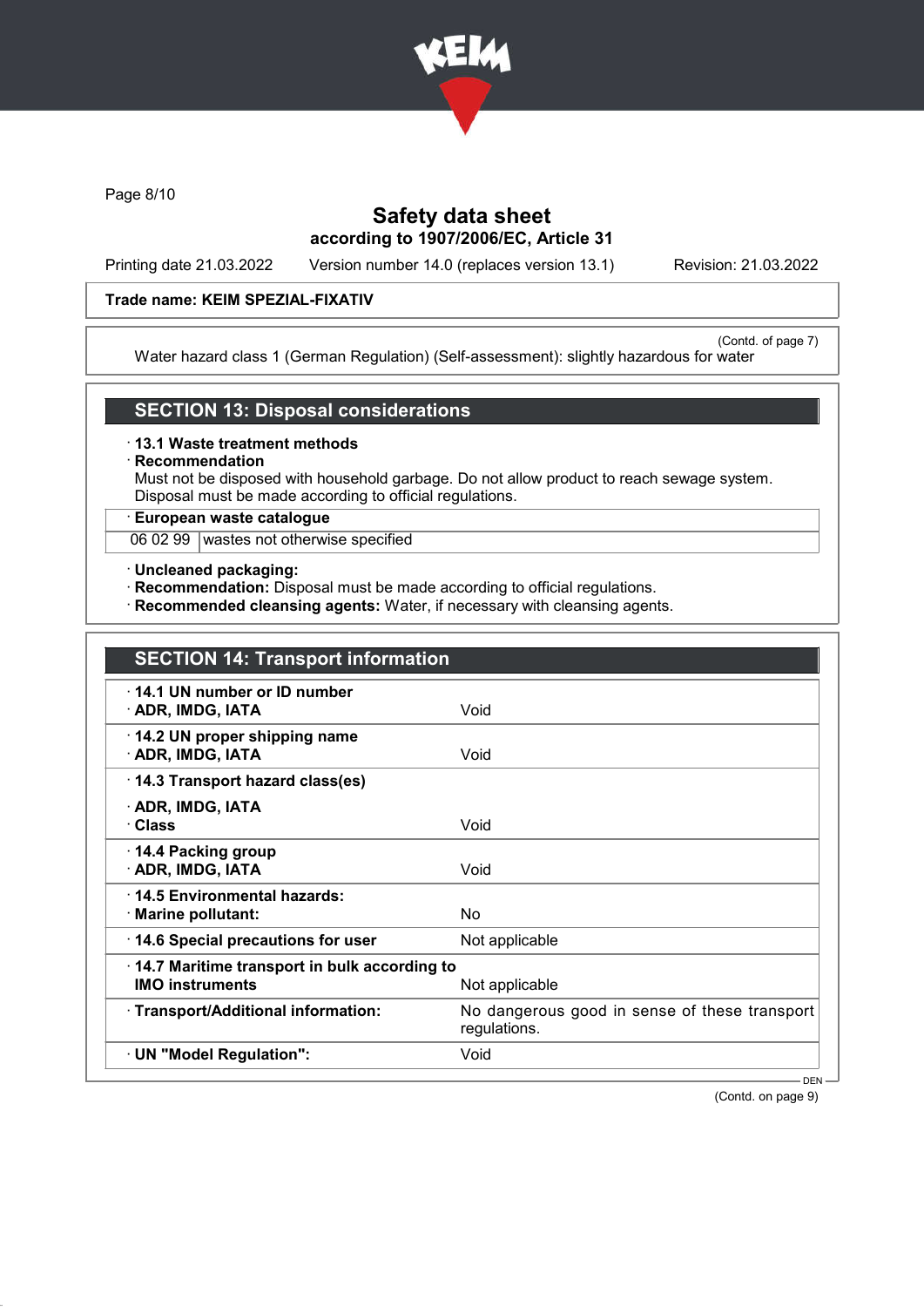# Safety data sheet

**according to 1907/2006/EC, Article 31**

Printing date 21.03.2022 Version number 14.0 (replaces version 13.1) Revision: 21.03.2022

**Trade name: KEIM SPEZIAL-FIXATIV**

(Contd. of page 7)

Water hazard class 1 (German Regulation) (Self-assessment): slightly hazardous for water

## SECTION 13: Disposal considerations

· **13.1 Waste treatment methods**

· **Recommendation**

Must not be disposed with household garbage. Do not allow product to reach sewage system.
Disposal must be made according to official regulations.

· **European waste catalogue**

| 06 02 99 | wastes not otherwise specified |
|---|---|

· **Uncleaned packaging:**

· **Recommendation:** Disposal must be made according to official regulations.

· **Recommended cleansing agents:** Water, if necessary with cleansing agents.

## SECTION 14: Transport information

| | |
|---|---|
| · **14.1 UN number or ID number** | |
| · **ADR, IMDG, IATA** | Void |
| · **14.2 UN proper shipping name** | |
| · **ADR, IMDG, IATA** | Void |
| · **14.3 Transport hazard class(es)** | |
| · **ADR, IMDG, IATA** | |
| · **Class** | Void |
| · **14.4 Packing group** | |
| · **ADR, IMDG, IATA** | Void |
| · **14.5 Environmental hazards:** | |
| · **Marine pollutant:** | No |
| · **14.6 Special precautions for user** | Not applicable |
| · **14.7 Maritime transport in bulk according to IMO instruments** | Not applicable |
| · **Transport/Additional information:** | No dangerous good in sense of these transport regulations. |
| · **UN "Model Regulation":** | Void |

(Contd. on page 9)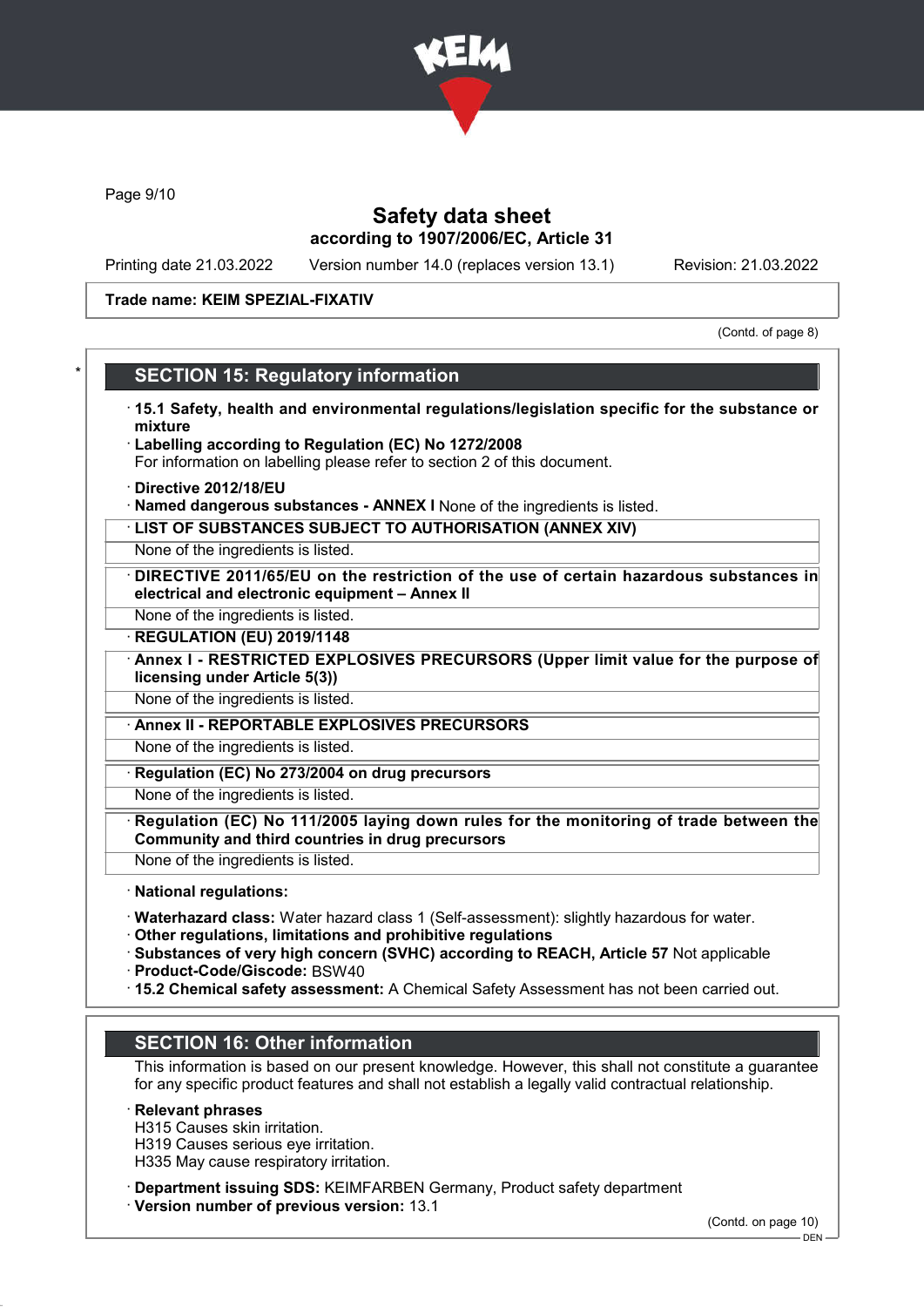Safety data sheet
according to 1907/2006/EC, Article 31

Printing date 21.03.2022 Version number 14.0 (replaces version 13.1) Revision: 21.03.2022

**Trade name: KEIM SPEZIAL-FIXATIV**

(Contd. of page 8)

## SECTION 15: Regulatory information

· **15.1 Safety, health and environmental regulations/legislation specific for the substance or mixture**
· **Labelling according to Regulation (EC) No 1272/2008**
For information on labelling please refer to section 2 of this document.

· **Directive 2012/18/EU**
· **Named dangerous substances - ANNEX I** None of the ingredients is listed.

· **LIST OF SUBSTANCES SUBJECT TO AUTHORISATION (ANNEX XIV)**
None of the ingredients is listed.

· **DIRECTIVE 2011/65/EU on the restriction of the use of certain hazardous substances in electrical and electronic equipment – Annex II**
None of the ingredients is listed.

· **REGULATION (EU) 2019/1148**

· **Annex I - RESTRICTED EXPLOSIVES PRECURSORS (Upper limit value for the purpose of licensing under Article 5(3))**
None of the ingredients is listed.

· **Annex II - REPORTABLE EXPLOSIVES PRECURSORS**
None of the ingredients is listed.

· **Regulation (EC) No 273/2004 on drug precursors**
None of the ingredients is listed.

· **Regulation (EC) No 111/2005 laying down rules for the monitoring of trade between the Community and third countries in drug precursors**
None of the ingredients is listed.

· **National regulations:**

· **Waterhazard class:** Water hazard class 1 (Self-assessment): slightly hazardous for water.
· **Other regulations, limitations and prohibitive regulations**
· **Substances of very high concern (SVHC) according to REACH, Article 57** Not applicable
· **Product-Code/Giscode:** BSW40
· **15.2 Chemical safety assessment:** A Chemical Safety Assessment has not been carried out.

## SECTION 16: Other information

This information is based on our present knowledge. However, this shall not constitute a guarantee for any specific product features and shall not establish a legally valid contractual relationship.

· **Relevant phrases**
H315 Causes skin irritation.
H319 Causes serious eye irritation.
H335 May cause respiratory irritation.

· **Department issuing SDS:** KEIMFARBEN Germany, Product safety department
· **Version number of previous version:** 13.1

(Contd. on page 10)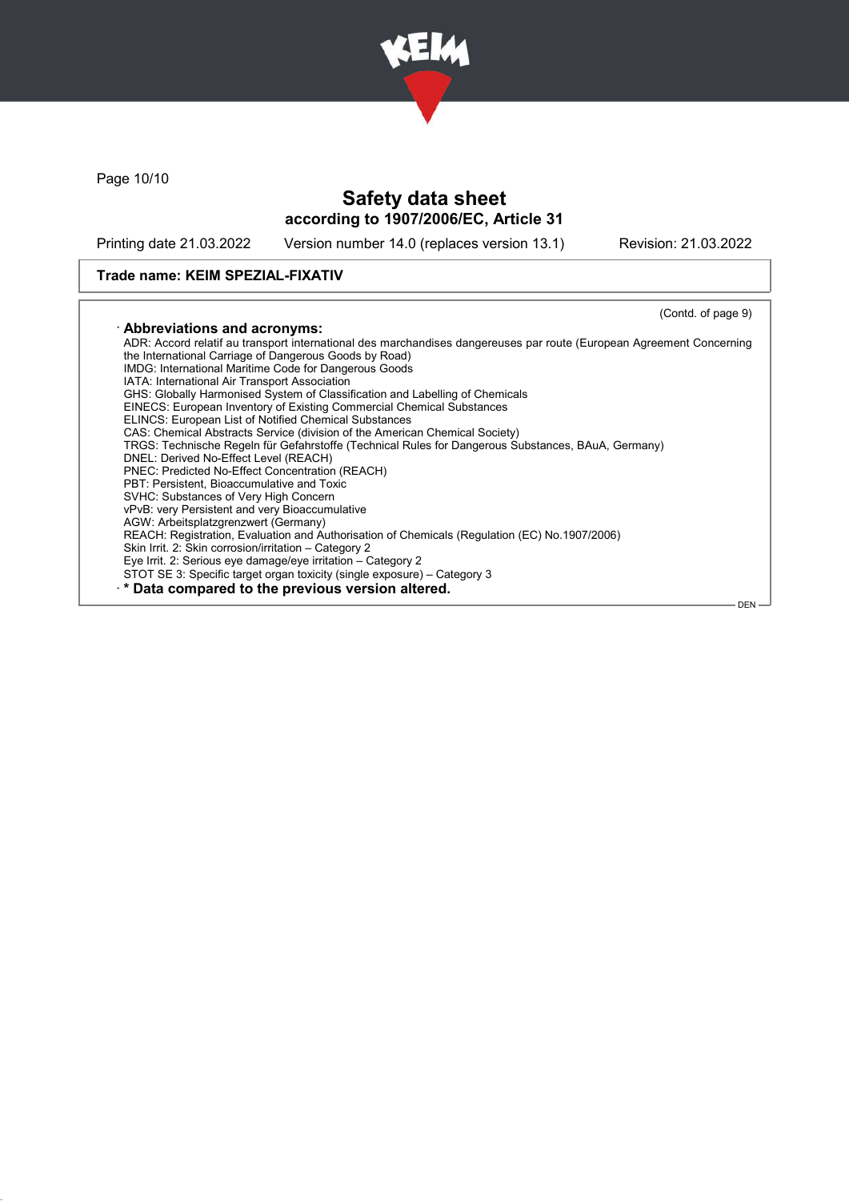# Safety data sheet
## according to 1907/2006/EC, Article 31

Printing date 21.03.2022 Version number 14.0 (replaces version 13.1) Revision: 21.03.2022

**Trade name: KEIM SPEZIAL-FIXATIV**

(Contd. of page 9)

· **Abbreviations and acronyms:**

ADR: Accord relatif au transport international des marchandises dangereuses par route (European Agreement Concerning the International Carriage of Dangerous Goods by Road)
IMDG: International Maritime Code for Dangerous Goods
IATA: International Air Transport Association
GHS: Globally Harmonised System of Classification and Labelling of Chemicals
EINECS: European Inventory of Existing Commercial Chemical Substances
ELINCS: European List of Notified Chemical Substances
CAS: Chemical Abstracts Service (division of the American Chemical Society)
TRGS: Technische Regeln für Gefahrstoffe (Technical Rules for Dangerous Substances, BAuA, Germany)
DNEL: Derived No-Effect Level (REACH)
PNEC: Predicted No-Effect Concentration (REACH)
PBT: Persistent, Bioaccumulative and Toxic
SVHC: Substances of Very High Concern
vPvB: very Persistent and very Bioaccumulative
AGW: Arbeitsplatzgrenzwert (Germany)
REACH: Registration, Evaluation and Authorisation of Chemicals (Regulation (EC) No.1907/2006)
Skin Irrit. 2: Skin corrosion/irritation – Category 2
Eye Irrit. 2: Serious eye damage/eye irritation – Category 2
STOT SE 3: Specific target organ toxicity (single exposure) – Category 3

· **\* Data compared to the previous version altered.**

DEN